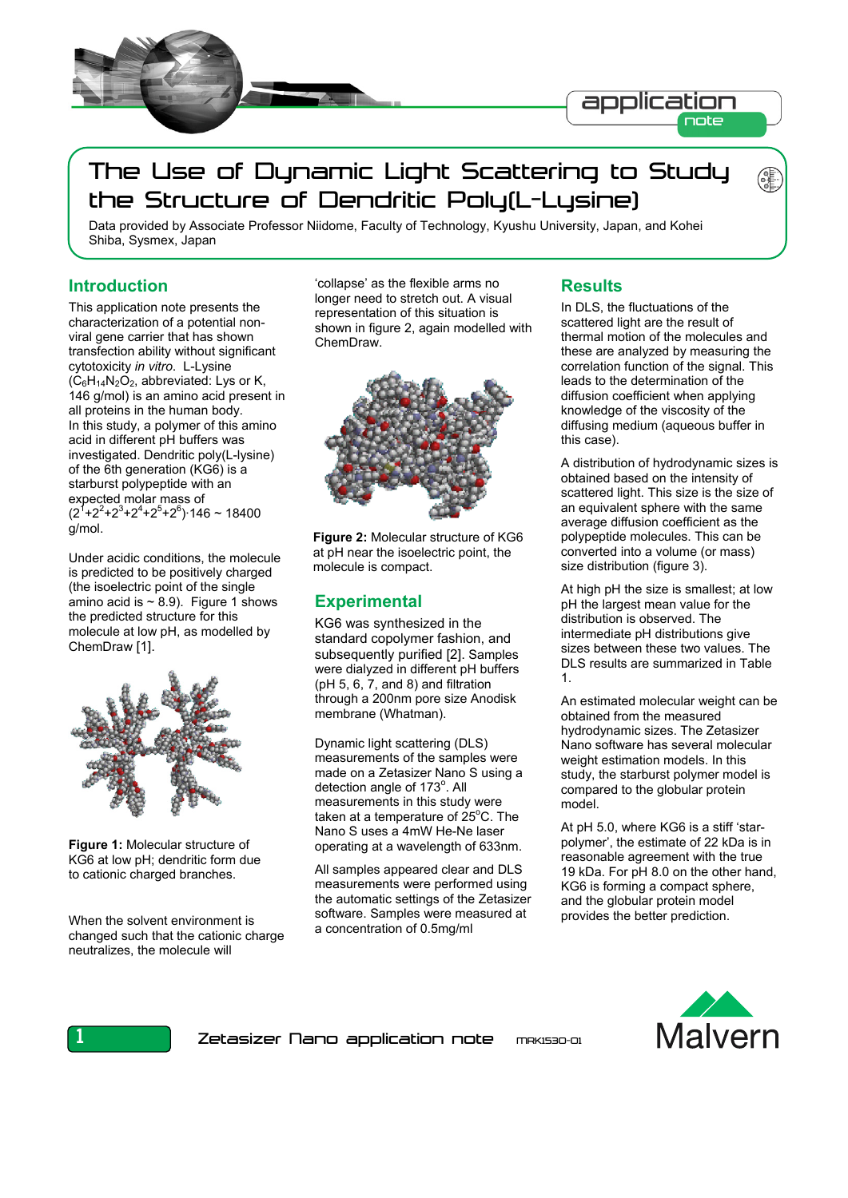# The Use of Dynamic Light Scattering to Study the Structure of Dendritic Poly(L-Lysine)

Data provided by Associate Professor Niidome, Faculty of Technology, Kyushu University, Japan, and Kohei Shiba, Sysmex, Japan

## Introduction

This application note presents the characterization of a potential non-viral gene carrier that has shown transfection ability without significant cytotoxicity *in vitro*. L-Lysine ($C_6H_{14}N_2O_2$, abbreviated: Lys or K, 146 g/mol) is an amino acid present in all proteins in the human body.

In this study, a polymer of this amino acid in different pH buffers was investigated. Dendritic poly(L-lysine) of the 6th generation (KG6) is a starburst polypeptide with an expected molar mass of $(2^1+2^2+2^3+2^4+2^5+2^6)\cdot 146 \sim 18400$ g/mol.

Under acidic conditions, the molecule is predicted to be positively charged (the isoelectric point of the single amino acid is ~ 8.9). Figure 1 shows the predicted structure for this molecule at low pH, as modelled by ChemDraw [1].

**Figure 1:** Molecular structure of KG6 at low pH; dendritic form due to cationic charged branches.

When the solvent environment is changed such that the cationic charge neutralizes, the molecule will 'collapse' as the flexible arms no longer need to stretch out. A visual representation of this situation is shown in figure 2, again modelled with ChemDraw.

**Figure 2:** Molecular structure of KG6 at pH near the isoelectric point, the molecule is compact.

## Experimental

KG6 was synthesized in the standard copolymer fashion, and subsequently purified [2]. Samples were dialyzed in different pH buffers (pH 5, 6, 7, and 8) and filtration through a 200nm pore size Anodisk membrane (Whatman).

Dynamic light scattering (DLS) measurements of the samples were made on a Zetasizer Nano S using a detection angle of 173°. All measurements in this study were taken at a temperature of 25°C. The Nano S uses a 4mW He-Ne laser operating at a wavelength of 633nm.

All samples appeared clear and DLS measurements were performed using the automatic settings of the Zetasizer software. Samples were measured at a concentration of 0.5mg/ml

## Results

In DLS, the fluctuations of the scattered light are the result of thermal motion of the molecules and these are analyzed by measuring the correlation function of the signal. This leads to the determination of the diffusion coefficient when applying knowledge of the viscosity of the diffusing medium (aqueous buffer in this case).

A distribution of hydrodynamic sizes is obtained based on the intensity of scattered light. This size is the size of an equivalent sphere with the same average diffusion coefficient as the polypeptide molecules. This can be converted into a volume (or mass) size distribution (figure 3).

At high pH the size is smallest; at low pH the largest mean value for the distribution is observed. The intermediate pH distributions give sizes between these two values. The DLS results are summarized in Table 1.

An estimated molecular weight can be obtained from the measured hydrodynamic sizes. The Zetasizer Nano software has several molecular weight estimation models. In this study, the starburst polymer model is compared to the globular protein model.

At pH 5.0, where KG6 is a stiff 'star-polymer', the estimate of 22 kDa is in reasonable agreement with the true 19 kDa. For pH 8.0 on the other hand, KG6 is forming a compact sphere, and the globular protein model provides the better prediction.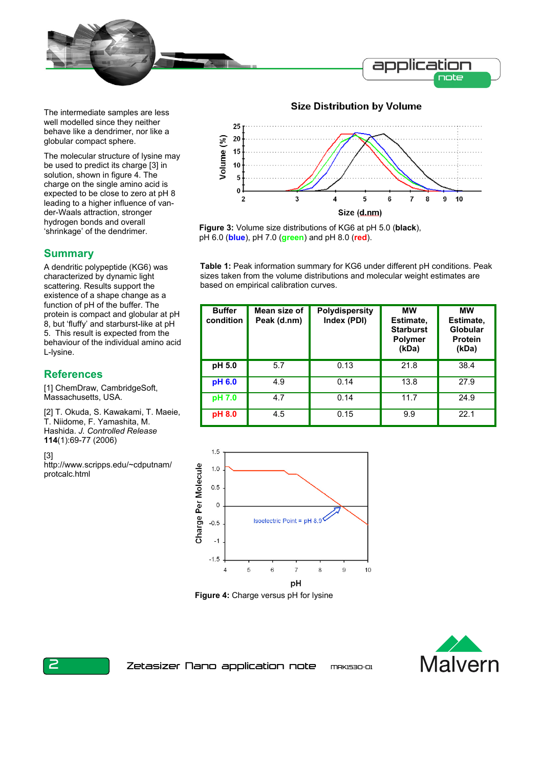The intermediate samples are less well modelled since they neither behave like a dendrimer, nor like a globular compact sphere.

The molecular structure of lysine may be used to predict its charge [3] in solution, shown in figure 4. The charge on the single amino acid is expected to be close to zero at pH 8 leading to a higher influence of van-der-Waals attraction, stronger hydrogen bonds and overall 'shrinkage' of the dendrimer.

**Figure 3:** Volume size distributions of KG6 at pH 5.0 (**black**), pH 6.0 (**blue**), pH 7.0 (**green**) and pH 8.0 (**red**).

## Summary

A dendritic polypeptide (KG6) was characterized by dynamic light scattering. Results support the existence of a shape change as a function of pH of the buffer. The protein is compact and globular at pH 8, but 'fluffy' and starburst-like at pH 5. This result is expected from the behaviour of the individual amino acid L-lysine.

**Table 1:** Peak information summary for KG6 under different pH conditions. Peak sizes taken from the volume distributions and molecular weight estimates are based on empirical calibration curves.

| Buffer condition | Mean size of Peak (d.nm) | Polydispersity Index (PDI) | MW Estimate, Starburst Polymer (kDa) | MW Estimate, Globular Protein (kDa) |
|---|---|---|---|---|
| **pH 5.0** | 5.7 | 0.13 | 21.8 | 38.4 |
| **pH 6.0** | 4.9 | 0.14 | 13.8 | 27.9 |
| **pH 7.0** | 4.7 | 0.14 | 11.7 | 24.9 |
| **pH 8.0** | 4.5 | 0.15 | 9.9 | 22.1 |

**Figure 4:** Charge versus pH for lysine

## References

[1] ChemDraw, CambridgeSoft, Massachusetts, USA.

[2] T. Okuda, S. Kawakami, T. Maeie, T. Niidome, F. Yamashita, M. Hashida. *J. Controlled Release* **114**(1):69-77 (2006)

[3] http://www.scripps.edu/~cdputnam/protcalc.html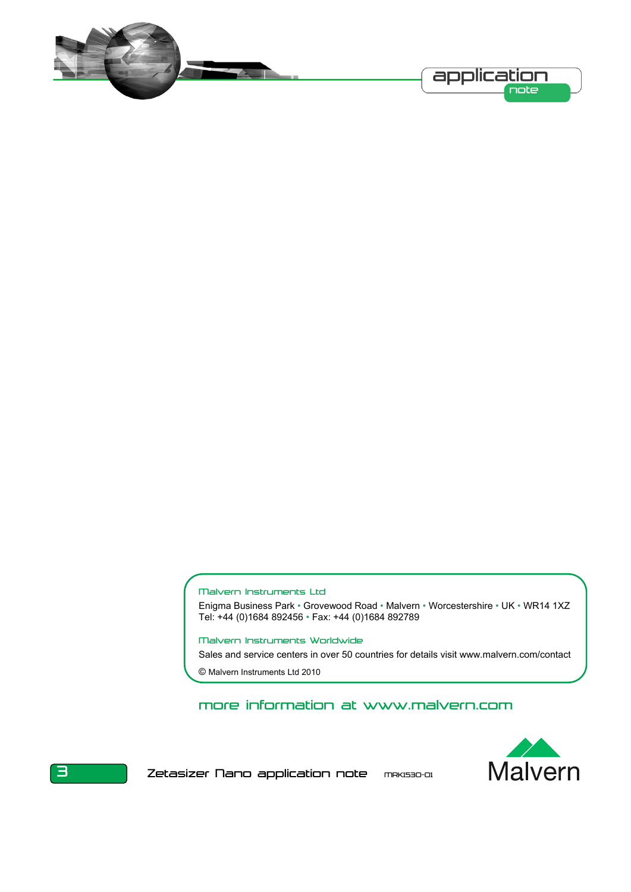### Malvern Instruments Ltd

Enigma Business Park • Grovewood Road • Malvern • Worcestershire • UK • WR14 1XZ
Tel: +44 (0)1684 892456 • Fax: +44 (0)1684 892789

### Malvern Instruments Worldwide

Sales and service centers in over 50 countries for details visit www.malvern.com/contact

© Malvern Instruments Ltd 2010

**more information at www.malvern.com**